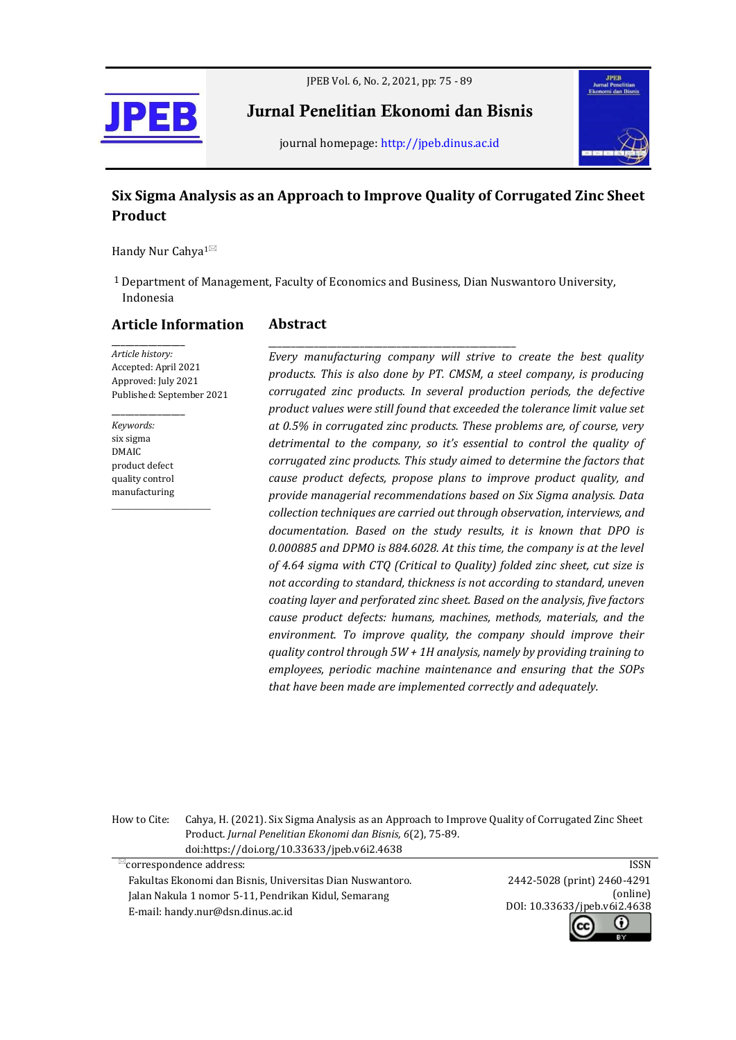# Six Sigma Analysis as an Approach to Improve Quality of Corrugated Zinc Sheet Product

Handy Nur Cahya[1]

[1] Department of Management, Faculty of Economics and Business, Dian Nuswantoro University, Indonesia

## Article Information

*Article history:*
Accepted: April 2021
Approved: July 2021
Published: September 2021

*Keywords:*
six sigma
DMAIC
product defect
quality control
manufacturing

## Abstract

*Every manufacturing company will strive to create the best quality products. This is also done by PT. CMSM, a steel company, is producing corrugated zinc products. In several production periods, the defective product values were still found that exceeded the tolerance limit value set at 0.5% in corrugated zinc products. These problems are, of course, very detrimental to the company, so it's essential to control the quality of corrugated zinc products. This study aimed to determine the factors that cause product defects, propose plans to improve product quality, and provide managerial recommendations based on Six Sigma analysis. Data collection techniques are carried out through observation, interviews, and documentation. Based on the study results, it is known that DPO is 0.000885 and DPMO is 884.6028. At this time, the company is at the level of 4.64 sigma with CTQ (Critical to Quality) folded zinc sheet, cut size is not according to standard, thickness is not according to standard, uneven coating layer and perforated zinc sheet. Based on the analysis, five factors cause product defects: humans, machines, methods, materials, and the environment. To improve quality, the company should improve their quality control through 5W + 1H analysis, namely by providing training to employees, periodic machine maintenance and ensuring that the SOPs that have been made are implemented correctly and adequately.*

How to Cite: Cahya, H. (2021). Six Sigma Analysis as an Approach to Improve Quality of Corrugated Zinc Sheet Product. *Jurnal Penelitian Ekonomi dan Bisnis, 6*(2), 75-89. doi:https://doi.org/10.33633/jpeb.v6i2.4638

correspondence address:
Fakultas Ekonomi dan Bisnis, Universitas Dian Nuswantoro.
Jalan Nakula 1 nomor 5-11, Pendrikan Kidul, Semarang
E-mail: handy.nur@dsn.dinus.ac.id

ISSN 2442-5028 (print) 2460-4291 (online)
DOI: 10.33633/jpeb.v6i2.4638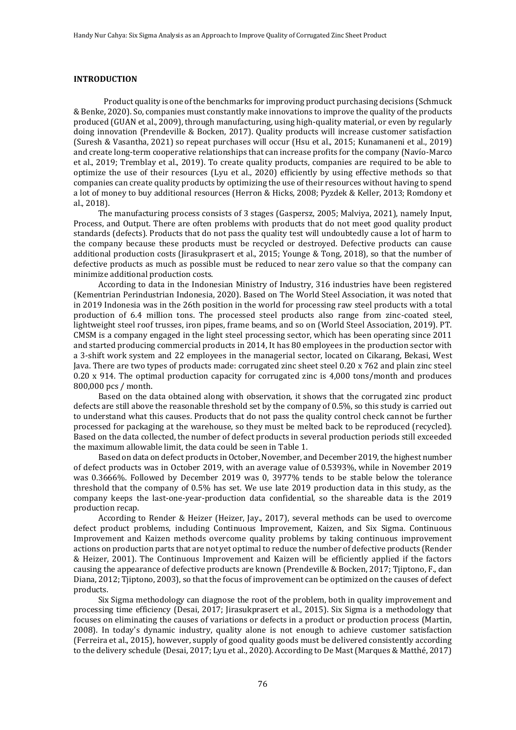## INTRODUCTION

Product quality is one of the benchmarks for improving product purchasing decisions (Schmuck & Benke, 2020). So, companies must constantly make innovations to improve the quality of the products produced (GUAN et al., 2009), through manufacturing, using high-quality material, or even by regularly doing innovation (Prendeville & Bocken, 2017). Quality products will increase customer satisfaction (Suresh & Vasantha, 2021) so repeat purchases will occur (Hsu et al., 2015; Kunamaneni et al., 2019) and create long-term cooperative relationships that can increase profits for the company (Navío-Marco et al., 2019; Tremblay et al., 2019). To create quality products, companies are required to be able to optimize the use of their resources (Lyu et al., 2020) efficiently by using effective methods so that companies can create quality products by optimizing the use of their resources without having to spend a lot of money to buy additional resources (Herron & Hicks, 2008; Pyzdek & Keller, 2013; Romdony et al., 2018).

The manufacturing process consists of 3 stages (Gaspersz, 2005; Malviya, 2021), namely Input, Process, and Output. There are often problems with products that do not meet good quality product standards (defects). Products that do not pass the quality test will undoubtedly cause a lot of harm to the company because these products must be recycled or destroyed. Defective products can cause additional production costs (Jirasukprasert et al., 2015; Younge & Tong, 2018), so that the number of defective products as much as possible must be reduced to near zero value so that the company can minimize additional production costs.

According to data in the Indonesian Ministry of Industry, 316 industries have been registered (Kementrian Perindustrian Indonesia, 2020). Based on The World Steel Association, it was noted that in 2019 Indonesia was in the 26th position in the world for processing raw steel products with a total production of 6.4 million tons. The processed steel products also range from zinc-coated steel, lightweight steel roof trusses, iron pipes, frame beams, and so on (World Steel Association, 2019). PT. CMSM is a company engaged in the light steel processing sector, which has been operating since 2011 and started producing commercial products in 2014, It has 80 employees in the production sector with a 3-shift work system and 22 employees in the managerial sector, located on Cikarang, Bekasi, West Java. There are two types of products made: corrugated zinc sheet steel 0.20 x 762 and plain zinc steel 0.20 x 914. The optimal production capacity for corrugated zinc is 4,000 tons/month and produces 800,000 pcs / month.

Based on the data obtained along with observation, it shows that the corrugated zinc product defects are still above the reasonable threshold set by the company of 0.5%, so this study is carried out to understand what this causes. Products that do not pass the quality control check cannot be further processed for packaging at the warehouse, so they must be melted back to be reproduced (recycled). Based on the data collected, the number of defect products in several production periods still exceeded the maximum allowable limit, the data could be seen in Table 1.

Based on data on defect products in October, November, and December 2019, the highest number of defect products was in October 2019, with an average value of 0.5393%, while in November 2019 was 0.3666%. Followed by December 2019 was 0, 3977% tends to be stable below the tolerance threshold that the company of 0.5% has set. We use late 2019 production data in this study, as the company keeps the last-one-year-production data confidential, so the shareable data is the 2019 production recap.

According to Render & Heizer (Heizer, Jay., 2017), several methods can be used to overcome defect product problems, including Continuous Improvement, Kaizen, and Six Sigma. Continuous Improvement and Kaizen methods overcome quality problems by taking continuous improvement actions on production parts that are not yet optimal to reduce the number of defective products (Render & Heizer, 2001). The Continuous Improvement and Kaizen will be efficiently applied if the factors causing the appearance of defective products are known (Prendeville & Bocken, 2017; Tjiptono, F., dan Diana, 2012; Tjiptono, 2003), so that the focus of improvement can be optimized on the causes of defect products.

Six Sigma methodology can diagnose the root of the problem, both in quality improvement and processing time efficiency (Desai, 2017; Jirasukprasert et al., 2015). Six Sigma is a methodology that focuses on eliminating the causes of variations or defects in a product or production process (Martin, 2008). In today's dynamic industry, quality alone is not enough to achieve customer satisfaction (Ferreira et al., 2015), however, supply of good quality goods must be delivered consistently according to the delivery schedule (Desai, 2017; Lyu et al., 2020). According to De Mast (Marques & Matthé, 2017)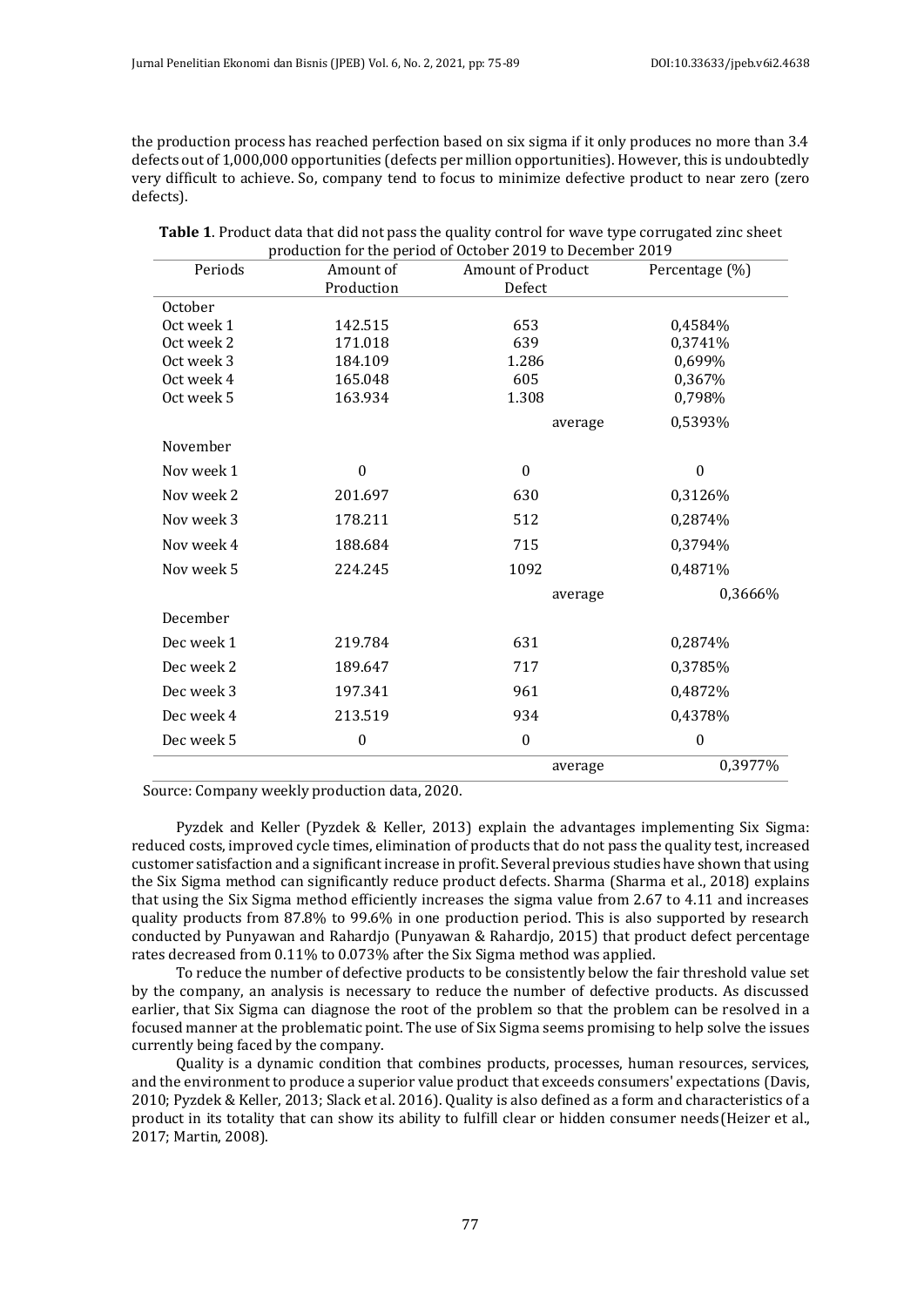the production process has reached perfection based on six sigma if it only produces no more than 3.4 defects out of 1,000,000 opportunities (defects per million opportunities). However, this is undoubtedly very difficult to achieve. So, company tend to focus to minimize defective product to near zero (zero defects).

**Table 1**. Product data that did not pass the quality control for wave type corrugated zinc sheet production for the period of October 2019 to December 2019

| Periods | Amount of Production | Amount of Product Defect | Percentage (%) |
|---|---|---|---|
| October | | | |
| Oct week 1 | 142.515 | 653 | 0,4584% |
| Oct week 2 | 171.018 | 639 | 0,3741% |
| Oct week 3 | 184.109 | 1.286 | 0,699% |
| Oct week 4 | 165.048 | 605 | 0,367% |
| Oct week 5 | 163.934 | 1.308 | 0,798% |
| | | average | 0,5393% |
| November | | | |
| Nov week 1 | 0 | 0 | 0 |
| Nov week 2 | 201.697 | 630 | 0,3126% |
| Nov week 3 | 178.211 | 512 | 0,2874% |
| Nov week 4 | 188.684 | 715 | 0,3794% |
| Nov week 5 | 224.245 | 1092 | 0,4871% |
| | | average | 0,3666% |
| December | | | |
| Dec week 1 | 219.784 | 631 | 0,2874% |
| Dec week 2 | 189.647 | 717 | 0,3785% |
| Dec week 3 | 197.341 | 961 | 0,4872% |
| Dec week 4 | 213.519 | 934 | 0,4378% |
| Dec week 5 | 0 | 0 | 0 |
| | | average | 0,3977% |

Source: Company weekly production data, 2020.

Pyzdek and Keller (Pyzdek & Keller, 2013) explain the advantages implementing Six Sigma: reduced costs, improved cycle times, elimination of products that do not pass the quality test, increased customer satisfaction and a significant increase in profit. Several previous studies have shown that using the Six Sigma method can significantly reduce product defects. Sharma (Sharma et al., 2018) explains that using the Six Sigma method efficiently increases the sigma value from 2.67 to 4.11 and increases quality products from 87.8% to 99.6% in one production period. This is also supported by research conducted by Punyawan and Rahardjo (Punyawan & Rahardjo, 2015) that product defect percentage rates decreased from 0.11% to 0.073% after the Six Sigma method was applied.

To reduce the number of defective products to be consistently below the fair threshold value set by the company, an analysis is necessary to reduce the number of defective products. As discussed earlier, that Six Sigma can diagnose the root of the problem so that the problem can be resolved in a focused manner at the problematic point. The use of Six Sigma seems promising to help solve the issues currently being faced by the company.

Quality is a dynamic condition that combines products, processes, human resources, services, and the environment to produce a superior value product that exceeds consumers' expectations (Davis, 2010; Pyzdek & Keller, 2013; Slack et al. 2016). Quality is also defined as a form and characteristics of a product in its totality that can show its ability to fulfill clear or hidden consumer needs(Heizer et al., 2017; Martin, 2008).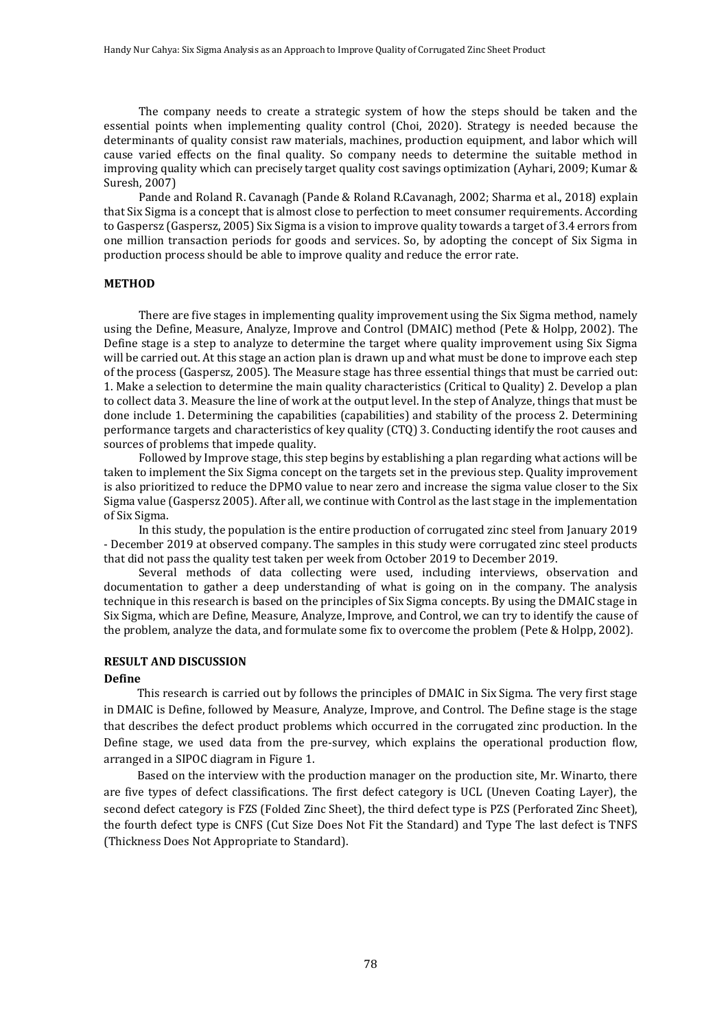The company needs to create a strategic system of how the steps should be taken and the essential points when implementing quality control (Choi, 2020). Strategy is needed because the determinants of quality consist raw materials, machines, production equipment, and labor which will cause varied effects on the final quality. So company needs to determine the suitable method in improving quality which can precisely target quality cost savings optimization (Ayhari, 2009; Kumar & Suresh, 2007)

Pande and Roland R. Cavanagh (Pande & Roland R.Cavanagh, 2002; Sharma et al., 2018) explain that Six Sigma is a concept that is almost close to perfection to meet consumer requirements. According to Gaspersz (Gaspersz, 2005) Six Sigma is a vision to improve quality towards a target of 3.4 errors from one million transaction periods for goods and services. So, by adopting the concept of Six Sigma in production process should be able to improve quality and reduce the error rate.

## METHOD

There are five stages in implementing quality improvement using the Six Sigma method, namely using the Define, Measure, Analyze, Improve and Control (DMAIC) method (Pete & Holpp, 2002). The Define stage is a step to analyze to determine the target where quality improvement using Six Sigma will be carried out. At this stage an action plan is drawn up and what must be done to improve each step of the process (Gaspersz, 2005). The Measure stage has three essential things that must be carried out: 1. Make a selection to determine the main quality characteristics (Critical to Quality) 2. Develop a plan to collect data 3. Measure the line of work at the output level. In the step of Analyze, things that must be done include 1. Determining the capabilities (capabilities) and stability of the process 2. Determining performance targets and characteristics of key quality (CTQ) 3. Conducting identify the root causes and sources of problems that impede quality.

Followed by Improve stage, this step begins by establishing a plan regarding what actions will be taken to implement the Six Sigma concept on the targets set in the previous step. Quality improvement is also prioritized to reduce the DPMO value to near zero and increase the sigma value closer to the Six Sigma value (Gaspersz 2005). After all, we continue with Control as the last stage in the implementation of Six Sigma.

In this study, the population is the entire production of corrugated zinc steel from January 2019 - December 2019 at observed company. The samples in this study were corrugated zinc steel products that did not pass the quality test taken per week from October 2019 to December 2019.

Several methods of data collecting were used, including interviews, observation and documentation to gather a deep understanding of what is going on in the company. The analysis technique in this research is based on the principles of Six Sigma concepts. By using the DMAIC stage in Six Sigma, which are Define, Measure, Analyze, Improve, and Control, we can try to identify the cause of the problem, analyze the data, and formulate some fix to overcome the problem (Pete & Holpp, 2002).

## RESULT AND DISCUSSION

### Define

This research is carried out by follows the principles of DMAIC in Six Sigma. The very first stage in DMAIC is Define, followed by Measure, Analyze, Improve, and Control. The Define stage is the stage that describes the defect product problems which occurred in the corrugated zinc production. In the Define stage, we used data from the pre-survey, which explains the operational production flow, arranged in a SIPOC diagram in Figure 1.

Based on the interview with the production manager on the production site, Mr. Winarto, there are five types of defect classifications. The first defect category is UCL (Uneven Coating Layer), the second defect category is FZS (Folded Zinc Sheet), the third defect type is PZS (Perforated Zinc Sheet), the fourth defect type is CNFS (Cut Size Does Not Fit the Standard) and Type The last defect is TNFS (Thickness Does Not Appropriate to Standard).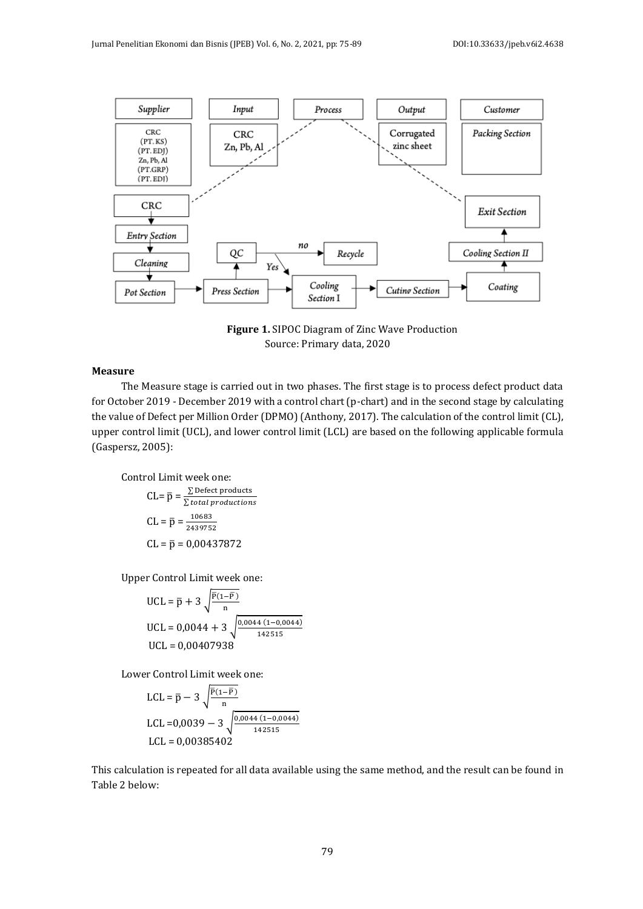Figure 1. SIPOC Diagram of Zinc Wave Production
Source: Primary data, 2020

**Measure**

The Measure stage is carried out in two phases. The first stage is to process defect product data for October 2019 - December 2019 with a control chart (p-chart) and in the second stage by calculating the value of Defect per Million Order (DPMO) (Anthony, 2017). The calculation of the control limit (CL), upper control limit (UCL), and lower control limit (LCL) are based on the following applicable formula (Gaspersz, 2005):

Control Limit week one:

$$CL = \bar{p} = \frac{\sum \text{Defect products}}{\sum total\ productions}$$

$$CL = \bar{p} = \frac{10683}{2439752}$$

$$CL = \bar{p} = 0{,}00437872$$

Upper Control Limit week one:

$$UCL = \bar{p} + 3\sqrt{\frac{\bar{P}(1-\bar{P})}{n}}$$

$$UCL = 0{,}0044 + 3\sqrt{\frac{0{,}0044\ (1-0{,}0044)}{142515}}$$

$$UCL = 0{,}00407938$$

Lower Control Limit week one:

$$LCL = \bar{p} - 3\sqrt{\frac{\bar{P}(1-\bar{P})}{n}}$$

$$LCL = 0{,}0039 - 3\sqrt{\frac{0{,}0044\ (1-0{,}0044)}{142515}}$$

$$LCL = 0{,}00385402$$

This calculation is repeated for all data available using the same method, and the result can be found in Table 2 below: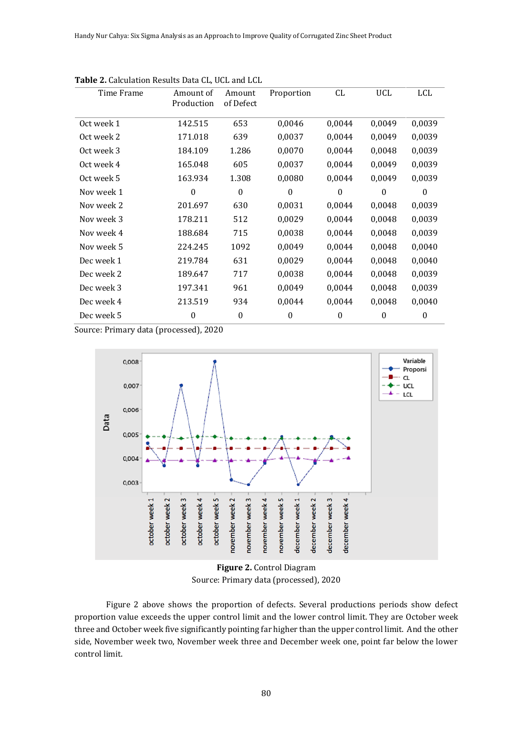**Table 2.** Calculation Results Data CL, UCL and LCL

| Time Frame | Amount of Production | Amount of Defect | Proportion | CL | UCL | LCL |
|---|---|---|---|---|---|---|
| Oct week 1 | 142.515 | 653 | 0,0046 | 0,0044 | 0,0049 | 0,0039 |
| Oct week 2 | 171.018 | 639 | 0,0037 | 0,0044 | 0,0049 | 0,0039 |
| Oct week 3 | 184.109 | 1.286 | 0,0070 | 0,0044 | 0,0048 | 0,0039 |
| Oct week 4 | 165.048 | 605 | 0,0037 | 0,0044 | 0,0049 | 0,0039 |
| Oct week 5 | 163.934 | 1.308 | 0,0080 | 0,0044 | 0,0049 | 0,0039 |
| Nov week 1 | 0 | 0 | 0 | 0 | 0 | 0 |
| Nov week 2 | 201.697 | 630 | 0,0031 | 0,0044 | 0,0048 | 0,0039 |
| Nov week 3 | 178.211 | 512 | 0,0029 | 0,0044 | 0,0048 | 0,0039 |
| Nov week 4 | 188.684 | 715 | 0,0038 | 0,0044 | 0,0048 | 0,0039 |
| Nov week 5 | 224.245 | 1092 | 0,0049 | 0,0044 | 0,0048 | 0,0040 |
| Dec week 1 | 219.784 | 631 | 0,0029 | 0,0044 | 0,0048 | 0,0040 |
| Dec week 2 | 189.647 | 717 | 0,0038 | 0,0044 | 0,0048 | 0,0039 |
| Dec week 3 | 197.341 | 961 | 0,0049 | 0,0044 | 0,0048 | 0,0039 |
| Dec week 4 | 213.519 | 934 | 0,0044 | 0,0044 | 0,0048 | 0,0040 |
| Dec week 5 | 0 | 0 | 0 | 0 | 0 | 0 |

Source: Primary data (processed), 2020

**Figure 2.** Control Diagram
Source: Primary data (processed), 2020

Figure 2 above shows the proportion of defects. Several productions periods show defect proportion value exceeds the upper control limit and the lower control limit. They are October week three and October week five significantly pointing far higher than the upper control limit. And the other side, November week two, November week three and December week one, point far below the lower control limit.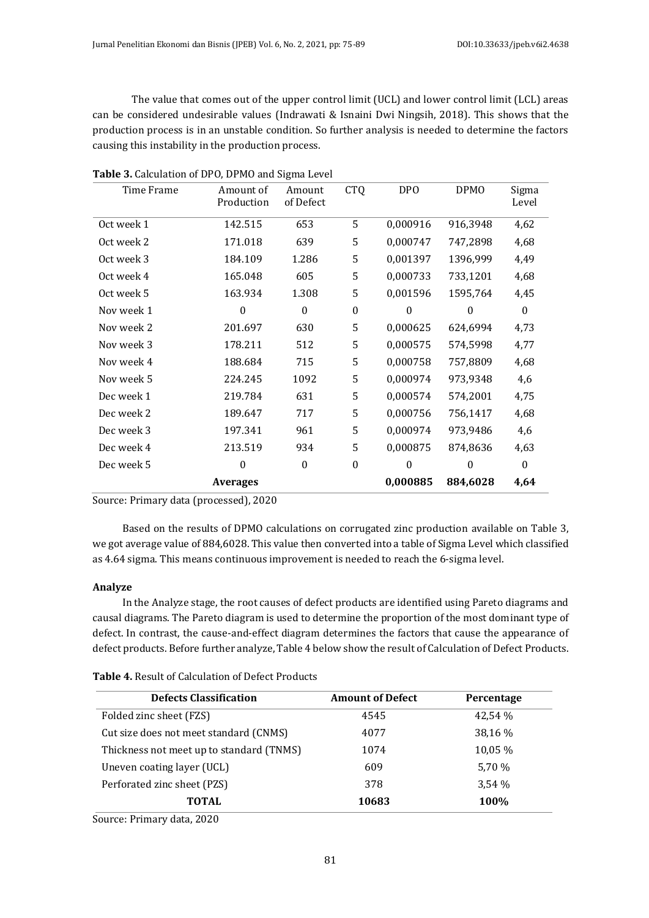The value that comes out of the upper control limit (UCL) and lower control limit (LCL) areas can be considered undesirable values (Indrawati & Isnaini Dwi Ningsih, 2018). This shows that the production process is in an unstable condition. So further analysis is needed to determine the factors causing this instability in the production process.

**Table 3.** Calculation of DPO, DPMO and Sigma Level

| Time Frame | Amount of Production | Amount of Defect | CTQ | DPO | DPMO | Sigma Level |
|---|---|---|---|---|---|---|
| Oct week 1 | 142.515 | 653 | 5 | 0,000916 | 916,3948 | 4,62 |
| Oct week 2 | 171.018 | 639 | 5 | 0,000747 | 747,2898 | 4,68 |
| Oct week 3 | 184.109 | 1.286 | 5 | 0,001397 | 1396,999 | 4,49 |
| Oct week 4 | 165.048 | 605 | 5 | 0,000733 | 733,1201 | 4,68 |
| Oct week 5 | 163.934 | 1.308 | 5 | 0,001596 | 1595,764 | 4,45 |
| Nov week 1 | 0 | 0 | 0 | 0 | 0 | 0 |
| Nov week 2 | 201.697 | 630 | 5 | 0,000625 | 624,6994 | 4,73 |
| Nov week 3 | 178.211 | 512 | 5 | 0,000575 | 574,5998 | 4,77 |
| Nov week 4 | 188.684 | 715 | 5 | 0,000758 | 757,8809 | 4,68 |
| Nov week 5 | 224.245 | 1092 | 5 | 0,000974 | 973,9348 | 4,6 |
| Dec week 1 | 219.784 | 631 | 5 | 0,000574 | 574,2001 | 4,75 |
| Dec week 2 | 189.647 | 717 | 5 | 0,000756 | 756,1417 | 4,68 |
| Dec week 3 | 197.341 | 961 | 5 | 0,000974 | 973,9486 | 4,6 |
| Dec week 4 | 213.519 | 934 | 5 | 0,000875 | 874,8636 | 4,63 |
| Dec week 5 | 0 | 0 | 0 | 0 | 0 | 0 |
| | **Averages** | | | **0,000885** | **884,6028** | **4,64** |

Source: Primary data (processed), 2020

Based on the results of DPMO calculations on corrugated zinc production available on Table 3, we got average value of 884,6028. This value then converted into a table of Sigma Level which classified as 4.64 sigma. This means continuous improvement is needed to reach the 6-sigma level.

**Analyze**

In the Analyze stage, the root causes of defect products are identified using Pareto diagrams and causal diagrams. The Pareto diagram is used to determine the proportion of the most dominant type of defect. In contrast, the cause-and-effect diagram determines the factors that cause the appearance of defect products. Before further analyze, Table 4 below show the result of Calculation of Defect Products.

**Table 4.** Result of Calculation of Defect Products

| Defects Classification | Amount of Defect | Percentage |
|---|---|---|
| Folded zinc sheet (FZS) | 4545 | 42,54 % |
| Cut size does not meet standard (CNMS) | 4077 | 38,16 % |
| Thickness not meet up to standard (TNMS) | 1074 | 10,05 % |
| Uneven coating layer (UCL) | 609 | 5,70 % |
| Perforated zinc sheet (PZS) | 378 | 3,54 % |
| **TOTAL** | **10683** | **100%** |

Source: Primary data, 2020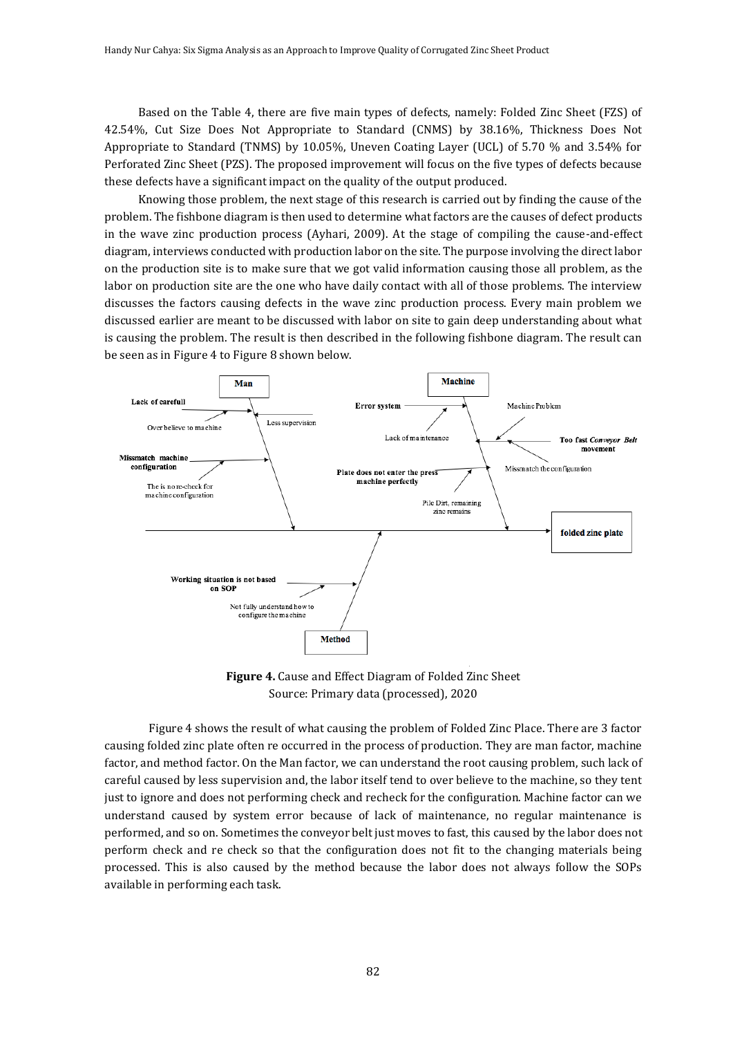Based on the Table 4, there are five main types of defects, namely: Folded Zinc Sheet (FZS) of 42.54%, Cut Size Does Not Appropriate to Standard (CNMS) by 38.16%, Thickness Does Not Appropriate to Standard (TNMS) by 10.05%, Uneven Coating Layer (UCL) of 5.70 % and 3.54% for Perforated Zinc Sheet (PZS). The proposed improvement will focus on the five types of defects because these defects have a significant impact on the quality of the output produced.

Knowing those problem, the next stage of this research is carried out by finding the cause of the problem. The fishbone diagram is then used to determine what factors are the causes of defect products in the wave zinc production process (Ayhari, 2009). At the stage of compiling the cause-and-effect diagram, interviews conducted with production labor on the site. The purpose involving the direct labor on the production site is to make sure that we got valid information causing those all problem, as the labor on production site are the one who have daily contact with all of those problems. The interview discusses the factors causing defects in the wave zinc production process. Every main problem we discussed earlier are meant to be discussed with labor on site to gain deep understanding about what is causing the problem. The result is then described in the following fishbone diagram. The result can be seen as in Figure 4 to Figure 8 shown below.

**Man**: Lack of carefull; Over believe to machine; Less supervision; Missmatch machine configuration; The is no re-check for machine configuration

**Machine**: Error system; Lack of maintenance; Machine Problem; Too fast *Conveyor Belt* movement; Missmatch the configuration; Plate does not enter the press machine perfectly; Pile Dirt, remaining zinc remains

**Method**: Working situation is not based on SOP; Not fully understand how to configure the machine

Effect: folded zinc plate

**Figure 4.** Cause and Effect Diagram of Folded Zinc Sheet
Source: Primary data (processed), 2020

Figure 4 shows the result of what causing the problem of Folded Zinc Place. There are 3 factor causing folded zinc plate often re occurred in the process of production. They are man factor, machine factor, and method factor. On the Man factor, we can understand the root causing problem, such lack of careful caused by less supervision and, the labor itself tend to over believe to the machine, so they tent just to ignore and does not performing check and recheck for the configuration. Machine factor can we understand caused by system error because of lack of maintenance, no regular maintenance is performed, and so on. Sometimes the conveyor belt just moves to fast, this caused by the labor does not perform check and re check so that the configuration does not fit to the changing materials being processed. This is also caused by the method because the labor does not always follow the SOPs available in performing each task.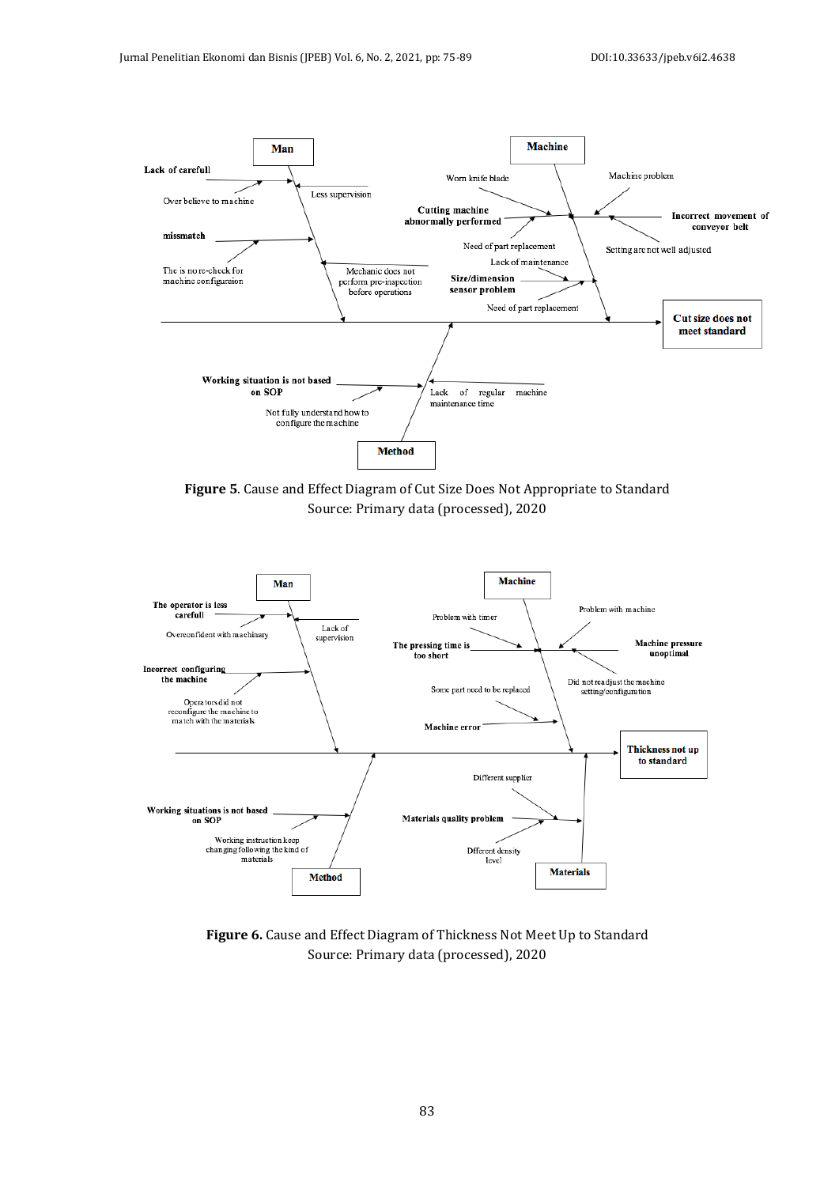**Figure 5**. Cause and Effect Diagram of Cut Size Does Not Appropriate to Standard
Source: Primary data (processed), 2020

**Figure 6.** Cause and Effect Diagram of Thickness Not Meet Up to Standard
Source: Primary data (processed), 2020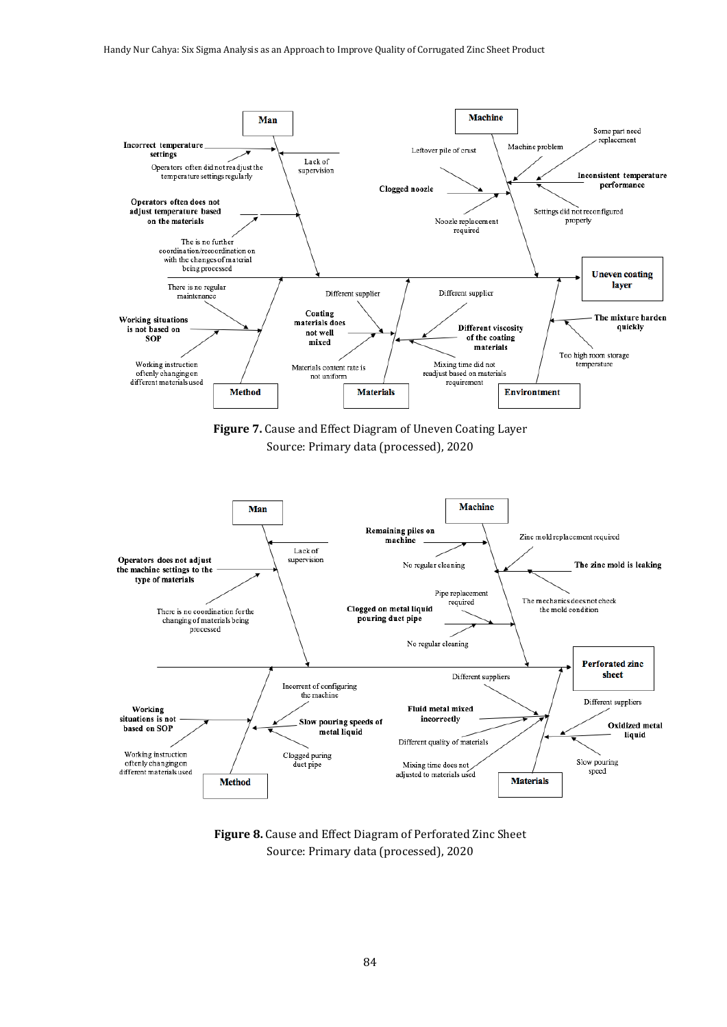**Figure 7.** Cause and Effect Diagram of Uneven Coating Layer
Source: Primary data (processed), 2020

**Figure 8.** Cause and Effect Diagram of Perforated Zinc Sheet
Source: Primary data (processed), 2020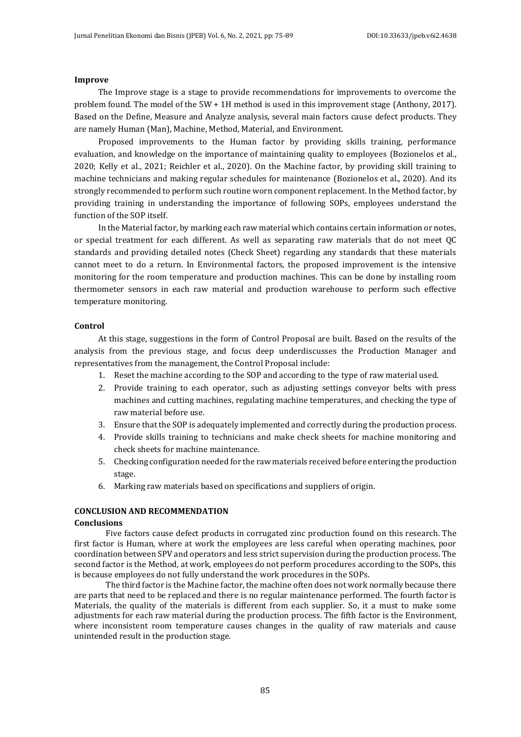**Improve**

The Improve stage is a stage to provide recommendations for improvements to overcome the problem found. The model of the 5W + 1H method is used in this improvement stage (Anthony, 2017). Based on the Define, Measure and Analyze analysis, several main factors cause defect products. They are namely Human (Man), Machine, Method, Material, and Environment.

Proposed improvements to the Human factor by providing skills training, performance evaluation, and knowledge on the importance of maintaining quality to employees (Bozionelos et al., 2020; Kelly et al., 2021; Reichler et al., 2020). On the Machine factor, by providing skill training to machine technicians and making regular schedules for maintenance (Bozionelos et al., 2020). And its strongly recommended to perform such routine worn component replacement. In the Method factor, by providing training in understanding the importance of following SOPs, employees understand the function of the SOP itself.

In the Material factor, by marking each raw material which contains certain information or notes, or special treatment for each different. As well as separating raw materials that do not meet QC standards and providing detailed notes (Check Sheet) regarding any standards that these materials cannot meet to do a return. In Environmental factors, the proposed improvement is the intensive monitoring for the room temperature and production machines. This can be done by installing room thermometer sensors in each raw material and production warehouse to perform such effective temperature monitoring.

**Control**

At this stage, suggestions in the form of Control Proposal are built. Based on the results of the analysis from the previous stage, and focus deep underdiscusses the Production Manager and representatives from the management, the Control Proposal include:

1. Reset the machine according to the SOP and according to the type of raw material used.
2. Provide training to each operator, such as adjusting settings conveyor belts with press machines and cutting machines, regulating machine temperatures, and checking the type of raw material before use.
3. Ensure that the SOP is adequately implemented and correctly during the production process.
4. Provide skills training to technicians and make check sheets for machine monitoring and check sheets for machine maintenance.
5. Checking configuration needed for the raw materials received before entering the production stage.
6. Marking raw materials based on specifications and suppliers of origin.

## CONCLUSION AND RECOMMENDATION

**Conclusions**

Five factors cause defect products in corrugated zinc production found on this research. The first factor is Human, where at work the employees are less careful when operating machines, poor coordination between SPV and operators and less strict supervision during the production process. The second factor is the Method, at work, employees do not perform procedures according to the SOPs, this is because employees do not fully understand the work procedures in the SOPs.

The third factor is the Machine factor, the machine often does not work normally because there are parts that need to be replaced and there is no regular maintenance performed. The fourth factor is Materials, the quality of the materials is different from each supplier. So, it a must to make some adjustments for each raw material during the production process. The fifth factor is the Environment, where inconsistent room temperature causes changes in the quality of raw materials and cause unintended result in the production stage.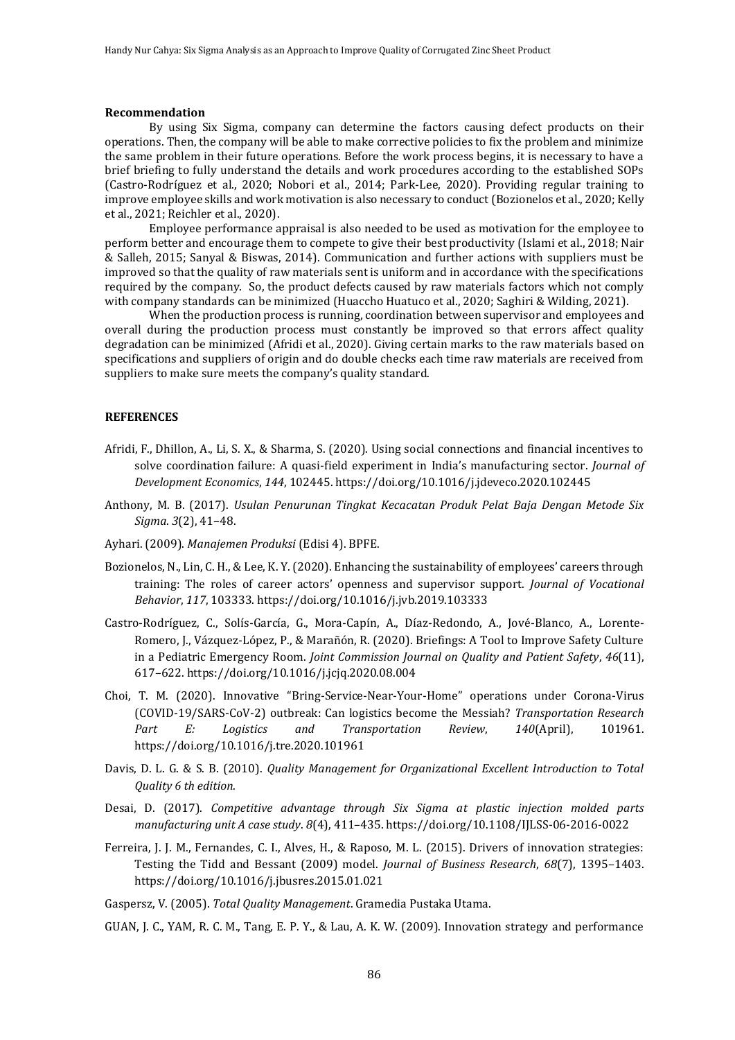**Recommendation**

By using Six Sigma, company can determine the factors causing defect products on their operations. Then, the company will be able to make corrective policies to fix the problem and minimize the same problem in their future operations. Before the work process begins, it is necessary to have a brief briefing to fully understand the details and work procedures according to the established SOPs (Castro-Rodríguez et al., 2020; Nobori et al., 2014; Park-Lee, 2020). Providing regular training to improve employee skills and work motivation is also necessary to conduct (Bozionelos et al., 2020; Kelly et al., 2021; Reichler et al., 2020).

Employee performance appraisal is also needed to be used as motivation for the employee to perform better and encourage them to compete to give their best productivity (Islami et al., 2018; Nair & Salleh, 2015; Sanyal & Biswas, 2014). Communication and further actions with suppliers must be improved so that the quality of raw materials sent is uniform and in accordance with the specifications required by the company. So, the product defects caused by raw materials factors which not comply with company standards can be minimized (Huaccho Huatuco et al., 2020; Saghiri & Wilding, 2021).

When the production process is running, coordination between supervisor and employees and overall during the production process must constantly be improved so that errors affect quality degradation can be minimized (Afridi et al., 2020). Giving certain marks to the raw materials based on specifications and suppliers of origin and do double checks each time raw materials are received from suppliers to make sure meets the company's quality standard.

**REFERENCES**

Afridi, F., Dhillon, A., Li, S. X., & Sharma, S. (2020). Using social connections and financial incentives to solve coordination failure: A quasi-field experiment in India's manufacturing sector. *Journal of Development Economics*, *144*, 102445. https://doi.org/10.1016/j.jdeveco.2020.102445

Anthony, M. B. (2017). *Usulan Penurunan Tingkat Kecacatan Produk Pelat Baja Dengan Metode Six Sigma*. *3*(2), 41–48.

Ayhari. (2009). *Manajemen Produksi* (Edisi 4). BPFE.

Bozionelos, N., Lin, C. H., & Lee, K. Y. (2020). Enhancing the sustainability of employees' careers through training: The roles of career actors' openness and supervisor support. *Journal of Vocational Behavior*, *117*, 103333. https://doi.org/10.1016/j.jvb.2019.103333

Castro-Rodríguez, C., Solís-García, G., Mora-Capín, A., Díaz-Redondo, A., Jové-Blanco, A., Lorente-Romero, J., Vázquez-López, P., & Marañón, R. (2020). Briefings: A Tool to Improve Safety Culture in a Pediatric Emergency Room. *Joint Commission Journal on Quality and Patient Safety*, *46*(11), 617–622. https://doi.org/10.1016/j.jcjq.2020.08.004

Choi, T. M. (2020). Innovative "Bring-Service-Near-Your-Home" operations under Corona-Virus (COVID-19/SARS-CoV-2) outbreak: Can logistics become the Messiah? *Transportation Research Part E: Logistics and Transportation Review*, *140*(April), 101961. https://doi.org/10.1016/j.tre.2020.101961

Davis, D. L. G. & S. B. (2010). *Quality Management for Organizational Excellent Introduction to Total Quality 6 th edition*.

Desai, D. (2017). *Competitive advantage through Six Sigma at plastic injection molded parts manufacturing unit A case study*. *8*(4), 411–435. https://doi.org/10.1108/IJLSS-06-2016-0022

Ferreira, J. J. M., Fernandes, C. I., Alves, H., & Raposo, M. L. (2015). Drivers of innovation strategies: Testing the Tidd and Bessant (2009) model. *Journal of Business Research*, *68*(7), 1395–1403. https://doi.org/10.1016/j.jbusres.2015.01.021

Gaspersz, V. (2005). *Total Quality Management*. Gramedia Pustaka Utama.

GUAN, J. C., YAM, R. C. M., Tang, E. P. Y., & Lau, A. K. W. (2009). Innovation strategy and performance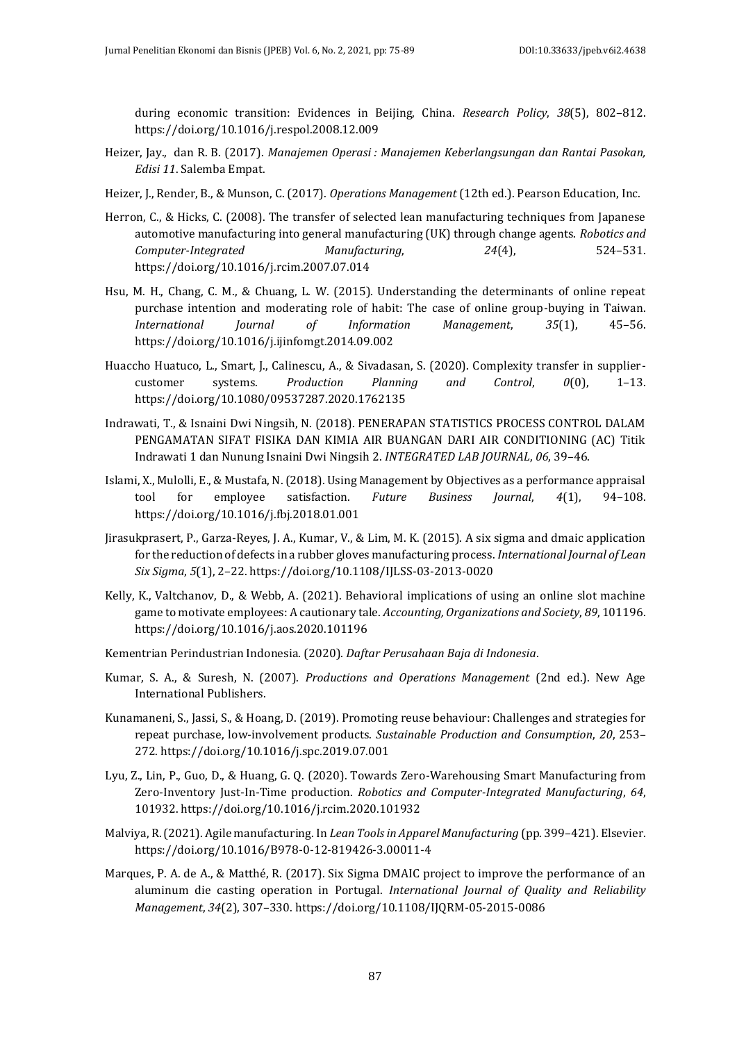during economic transition: Evidences in Beijing, China. *Research Policy*, *38*(5), 802–812. https://doi.org/10.1016/j.respol.2008.12.009

Heizer, Jay., dan R. B. (2017). *Manajemen Operasi : Manajemen Keberlangsungan dan Rantai Pasokan, Edisi 11*. Salemba Empat.

Heizer, J., Render, B., & Munson, C. (2017). *Operations Management* (12th ed.). Pearson Education, Inc.

Herron, C., & Hicks, C. (2008). The transfer of selected lean manufacturing techniques from Japanese automotive manufacturing into general manufacturing (UK) through change agents. *Robotics and Computer-Integrated Manufacturing*, *24*(4), 524–531. https://doi.org/10.1016/j.rcim.2007.07.014

Hsu, M. H., Chang, C. M., & Chuang, L. W. (2015). Understanding the determinants of online repeat purchase intention and moderating role of habit: The case of online group-buying in Taiwan. *International Journal of Information Management*, *35*(1), 45–56. https://doi.org/10.1016/j.ijinfomgt.2014.09.002

Huaccho Huatuco, L., Smart, J., Calinescu, A., & Sivadasan, S. (2020). Complexity transfer in supplier-customer systems. *Production Planning and Control*, *0*(0), 1–13. https://doi.org/10.1080/09537287.2020.1762135

Indrawati, T., & Isnaini Dwi Ningsih, N. (2018). PENERAPAN STATISTICS PROCESS CONTROL DALAM PENGAMATAN SIFAT FISIKA DAN KIMIA AIR BUANGAN DARI AIR CONDITIONING (AC) Titik Indrawati 1 dan Nunung Isnaini Dwi Ningsih 2. *INTEGRATED LAB JOURNAL*, *06*, 39–46.

Islami, X., Mulolli, E., & Mustafa, N. (2018). Using Management by Objectives as a performance appraisal tool for employee satisfaction. *Future Business Journal*, *4*(1), 94–108. https://doi.org/10.1016/j.fbj.2018.01.001

Jirasukprasert, P., Garza-Reyes, J. A., Kumar, V., & Lim, M. K. (2015). A six sigma and dmaic application for the reduction of defects in a rubber gloves manufacturing process. *International Journal of Lean Six Sigma*, *5*(1), 2–22. https://doi.org/10.1108/IJLSS-03-2013-0020

Kelly, K., Valtchanov, D., & Webb, A. (2021). Behavioral implications of using an online slot machine game to motivate employees: A cautionary tale. *Accounting, Organizations and Society*, *89*, 101196. https://doi.org/10.1016/j.aos.2020.101196

Kementrian Perindustrian Indonesia. (2020). *Daftar Perusahaan Baja di Indonesia*.

Kumar, S. A., & Suresh, N. (2007). *Productions and Operations Management* (2nd ed.). New Age International Publishers.

Kunamaneni, S., Jassi, S., & Hoang, D. (2019). Promoting reuse behaviour: Challenges and strategies for repeat purchase, low-involvement products. *Sustainable Production and Consumption*, *20*, 253–272. https://doi.org/10.1016/j.spc.2019.07.001

Lyu, Z., Lin, P., Guo, D., & Huang, G. Q. (2020). Towards Zero-Warehousing Smart Manufacturing from Zero-Inventory Just-In-Time production. *Robotics and Computer-Integrated Manufacturing*, *64*, 101932. https://doi.org/10.1016/j.rcim.2020.101932

Malviya, R. (2021). Agile manufacturing. In *Lean Tools in Apparel Manufacturing* (pp. 399–421). Elsevier. https://doi.org/10.1016/B978-0-12-819426-3.00011-4

Marques, P. A. de A., & Matthé, R. (2017). Six Sigma DMAIC project to improve the performance of an aluminum die casting operation in Portugal. *International Journal of Quality and Reliability Management*, *34*(2), 307–330. https://doi.org/10.1108/IJQRM-05-2015-0086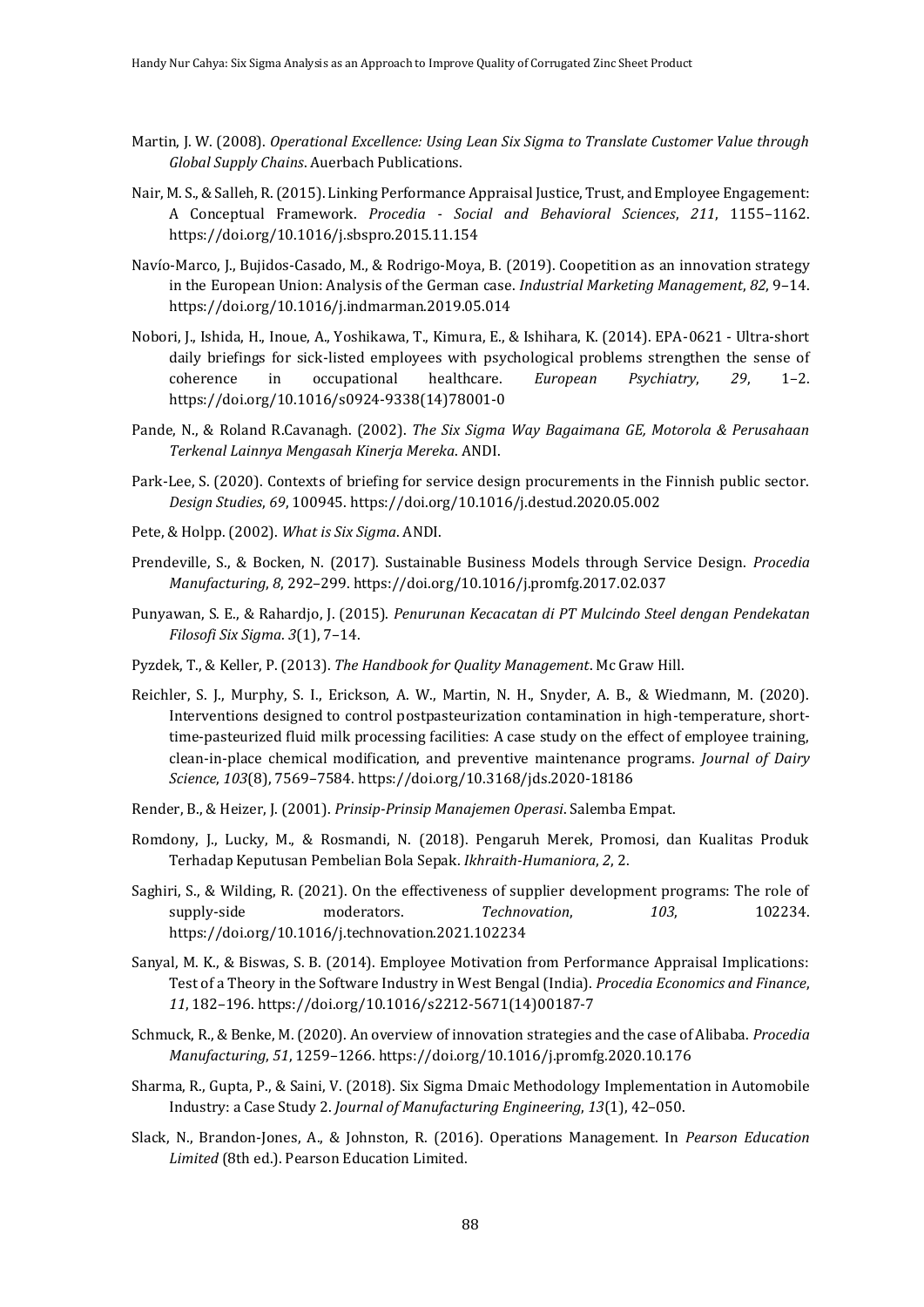Martin, J. W. (2008). *Operational Excellence: Using Lean Six Sigma to Translate Customer Value through Global Supply Chains*. Auerbach Publications.

Nair, M. S., & Salleh, R. (2015). Linking Performance Appraisal Justice, Trust, and Employee Engagement: A Conceptual Framework. *Procedia - Social and Behavioral Sciences*, *211*, 1155–1162. https://doi.org/10.1016/j.sbspro.2015.11.154

Navío-Marco, J., Bujidos-Casado, M., & Rodrigo-Moya, B. (2019). Coopetition as an innovation strategy in the European Union: Analysis of the German case. *Industrial Marketing Management*, *82*, 9–14. https://doi.org/10.1016/j.indmarman.2019.05.014

Nobori, J., Ishida, H., Inoue, A., Yoshikawa, T., Kimura, E., & Ishihara, K. (2014). EPA-0621 - Ultra-short daily briefings for sick-listed employees with psychological problems strengthen the sense of coherence in occupational healthcare. *European Psychiatry*, *29*, 1–2. https://doi.org/10.1016/s0924-9338(14)78001-0

Pande, N., & Roland R.Cavanagh. (2002). *The Six Sigma Way Bagaimana GE, Motorola & Perusahaan Terkenal Lainnya Mengasah Kinerja Mereka*. ANDI.

Park-Lee, S. (2020). Contexts of briefing for service design procurements in the Finnish public sector. *Design Studies*, *69*, 100945. https://doi.org/10.1016/j.destud.2020.05.002

Pete, & Holpp. (2002). *What is Six Sigma*. ANDI.

Prendeville, S., & Bocken, N. (2017). Sustainable Business Models through Service Design. *Procedia Manufacturing*, *8*, 292–299. https://doi.org/10.1016/j.promfg.2017.02.037

Punyawan, S. E., & Rahardjo, J. (2015). *Penurunan Kecacatan di PT Mulcindo Steel dengan Pendekatan Filosofi Six Sigma*. *3*(1), 7–14.

Pyzdek, T., & Keller, P. (2013). *The Handbook for Quality Management*. Mc Graw Hill.

Reichler, S. J., Murphy, S. I., Erickson, A. W., Martin, N. H., Snyder, A. B., & Wiedmann, M. (2020). Interventions designed to control postpasteurization contamination in high-temperature, short-time-pasteurized fluid milk processing facilities: A case study on the effect of employee training, clean-in-place chemical modification, and preventive maintenance programs. *Journal of Dairy Science*, *103*(8), 7569–7584. https://doi.org/10.3168/jds.2020-18186

Render, B., & Heizer, J. (2001). *Prinsip-Prinsip Manajemen Operasi*. Salemba Empat.

Romdony, J., Lucky, M., & Rosmandi, N. (2018). Pengaruh Merek, Promosi, dan Kualitas Produk Terhadap Keputusan Pembelian Bola Sepak. *Ikhraith-Humaniora*, *2*, 2.

Saghiri, S., & Wilding, R. (2021). On the effectiveness of supplier development programs: The role of supply-side moderators. *Technovation*, *103*, 102234. https://doi.org/10.1016/j.technovation.2021.102234

Sanyal, M. K., & Biswas, S. B. (2014). Employee Motivation from Performance Appraisal Implications: Test of a Theory in the Software Industry in West Bengal (India). *Procedia Economics and Finance*, *11*, 182–196. https://doi.org/10.1016/s2212-5671(14)00187-7

Schmuck, R., & Benke, M. (2020). An overview of innovation strategies and the case of Alibaba. *Procedia Manufacturing*, *51*, 1259–1266. https://doi.org/10.1016/j.promfg.2020.10.176

Sharma, R., Gupta, P., & Saini, V. (2018). Six Sigma Dmaic Methodology Implementation in Automobile Industry: a Case Study 2. *Journal of Manufacturing Engineering*, *13*(1), 42–050.

Slack, N., Brandon-Jones, A., & Johnston, R. (2016). Operations Management. In *Pearson Education Limited* (8th ed.). Pearson Education Limited.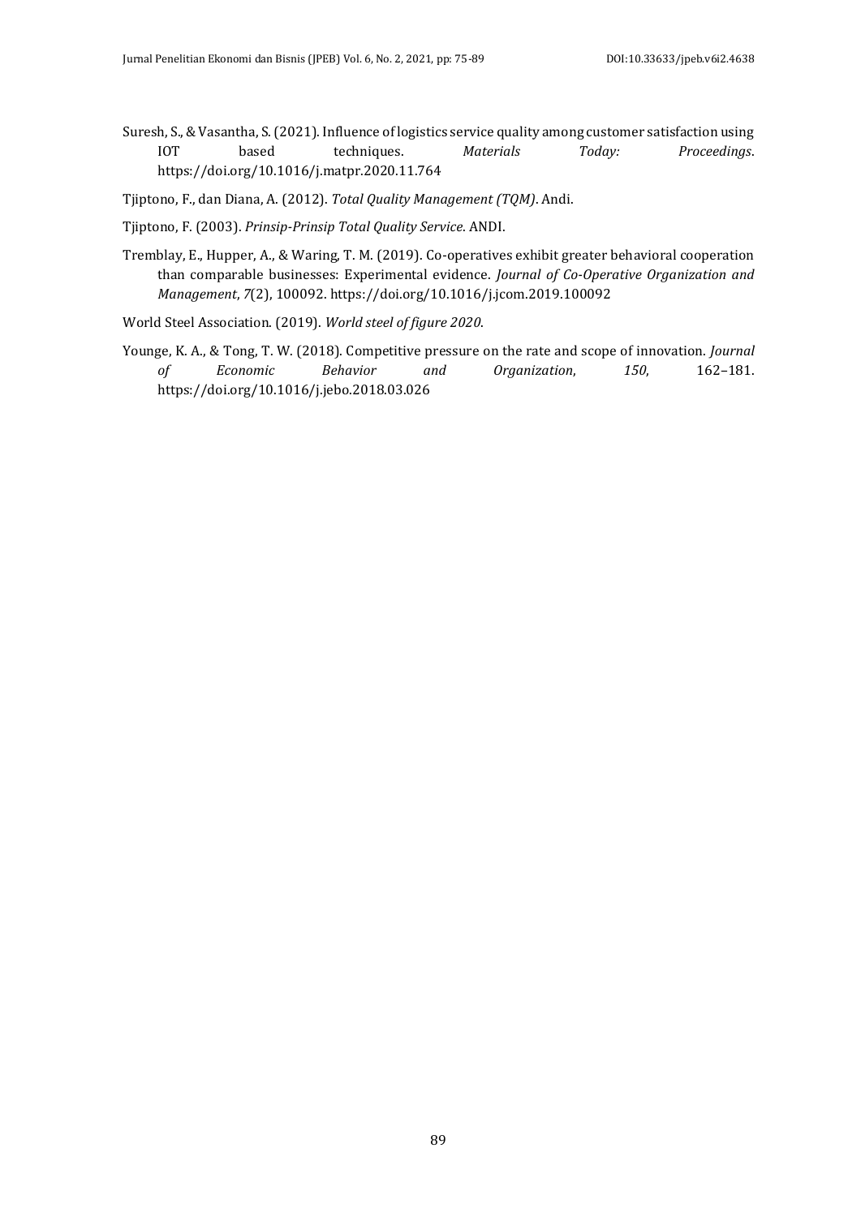Suresh, S., & Vasantha, S. (2021). Influence of logistics service quality among customer satisfaction using IOT based techniques. *Materials Today: Proceedings*. https://doi.org/10.1016/j.matpr.2020.11.764

Tjiptono, F., dan Diana, A. (2012). *Total Quality Management (TQM)*. Andi.

Tjiptono, F. (2003). *Prinsip-Prinsip Total Quality Service*. ANDI.

Tremblay, E., Hupper, A., & Waring, T. M. (2019). Co-operatives exhibit greater behavioral cooperation than comparable businesses: Experimental evidence. *Journal of Co-Operative Organization and Management*, *7*(2), 100092. https://doi.org/10.1016/j.jcom.2019.100092

World Steel Association. (2019). *World steel of figure 2020*.

Younge, K. A., & Tong, T. W. (2018). Competitive pressure on the rate and scope of innovation. *Journal of Economic Behavior and Organization*, *150*, 162–181. https://doi.org/10.1016/j.jebo.2018.03.026